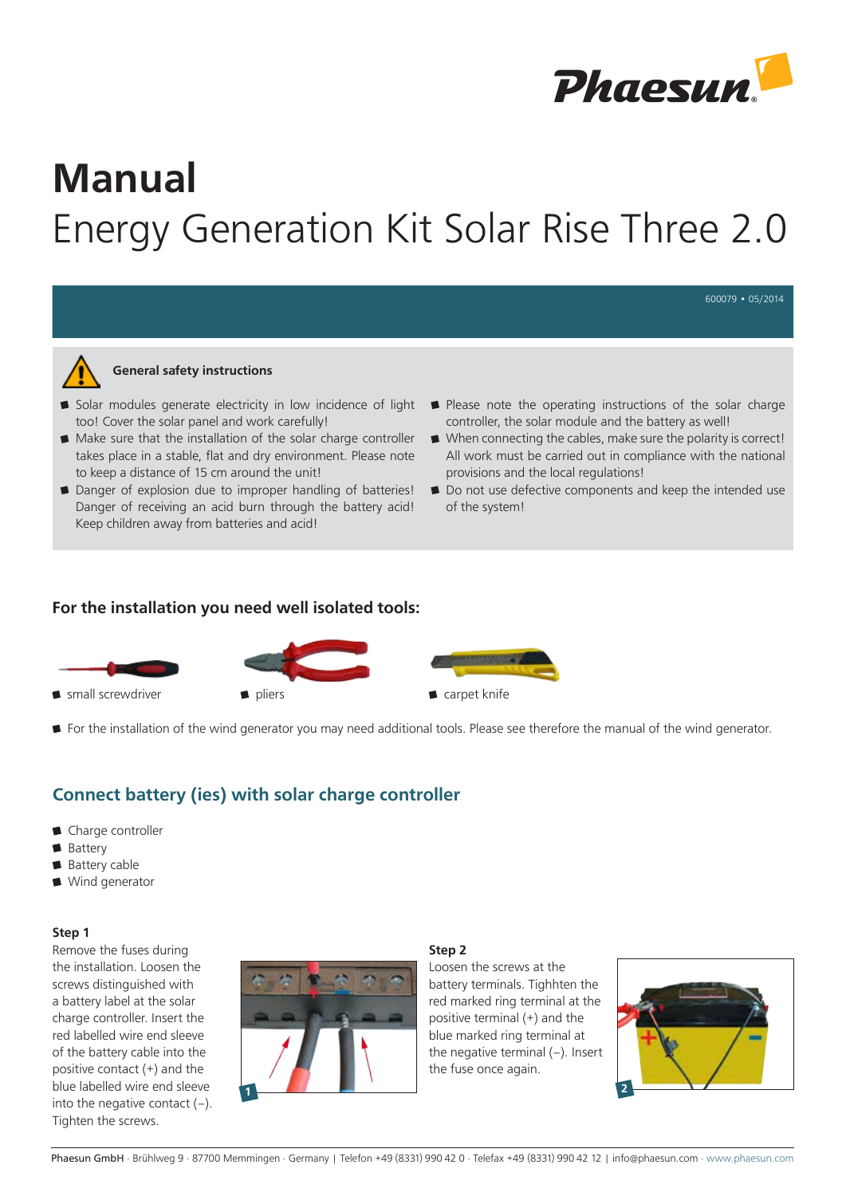# Manual

## Energy Generation Kit Solar Rise Three 2.0

600079 • 05/2014

**General safety instructions**

- Solar modules generate electricity in low incidence of light too! Cover the solar panel and work carefully!
- Make sure that the installation of the solar charge controller takes place in a stable, flat and dry environment. Please note to keep a distance of 15 cm around the unit!
- Danger of explosion due to improper handling of batteries! Danger of receiving an acid burn through the battery acid! Keep children away from batteries and acid!
- Please note the operating instructions of the solar charge controller, the solar module and the battery as well!
- When connecting the cables, make sure the polarity is correct! All work must be carried out in compliance with the national provisions and the local regulations!
- Do not use defective components and keep the intended use of the system!

### For the installation you need well isolated tools:

- small screwdriver
- pliers
- carpet knife

- For the installation of the wind generator you may need additional tools. Please see therefore the manual of the wind generator.

## Connect battery (ies) with solar charge controller

- Charge controller
- Battery
- Battery cable
- Wind generator

**Step 1**

Remove the fuses during the installation. Loosen the screws distinguished with a battery label at the solar charge controller. Insert the red labelled wire end sleeve of the battery cable into the positive contact (+) and the blue labelled wire end sleeve into the negative contact (–). Tighten the screws.

1

**Step 2**

Loosen the screws at the battery terminals. Tighhten the red marked ring terminal at the positive terminal (+) and the blue marked ring terminal at the negative terminal (–). Insert the fuse once again.

2

Phaesun GmbH · Brühlweg 9 · 87700 Memmingen · Germany | Telefon +49 (8331) 990 42 0 · Telefax +49 (8331) 990 42 12 | info@phaesun.com · www.phaesun.com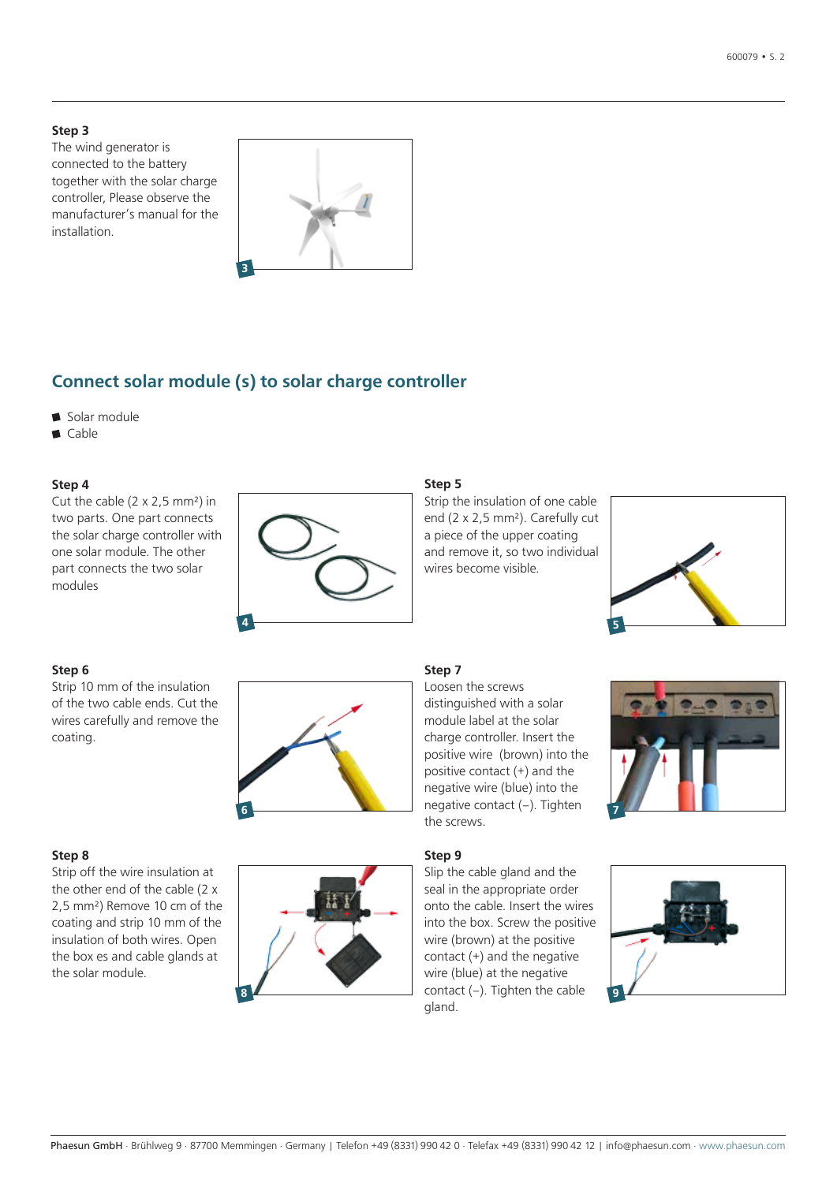**Step 3**

The wind generator is connected to the battery together with the solar charge controller, Please observe the manufacturer's manual for the installation.

## Connect solar module (s) to solar charge controller

- Solar module
- Cable

**Step 4**

Cut the cable (2 x 2,5 mm²) in two parts. One part connects the solar charge controller with one solar module. The other part connects the two solar modules

**Step 5**

Strip the insulation of one cable end (2 x 2,5 mm²). Carefully cut a piece of the upper coating and remove it, so two individual wires become visible.

**Step 6**

Strip 10 mm of the insulation of the two cable ends. Cut the wires carefully and remove the coating.

**Step 7**

Loosen the screws distinguished with a solar module label at the solar charge controller. Insert the positive wire (brown) into the positive contact (+) and the negative wire (blue) into the negative contact (–). Tighten the screws.

**Step 8**

Strip off the wire insulation at the other end of the cable (2 x 2,5 mm²) Remove 10 cm of the coating and strip 10 mm of the insulation of both wires. Open the box es and cable glands at the solar module.

**Step 9**

Slip the cable gland and the seal in the appropriate order onto the cable. Insert the wires into the box. Screw the positive wire (brown) at the positive contact (+) and the negative wire (blue) at the negative contact (–). Tighten the cable gland.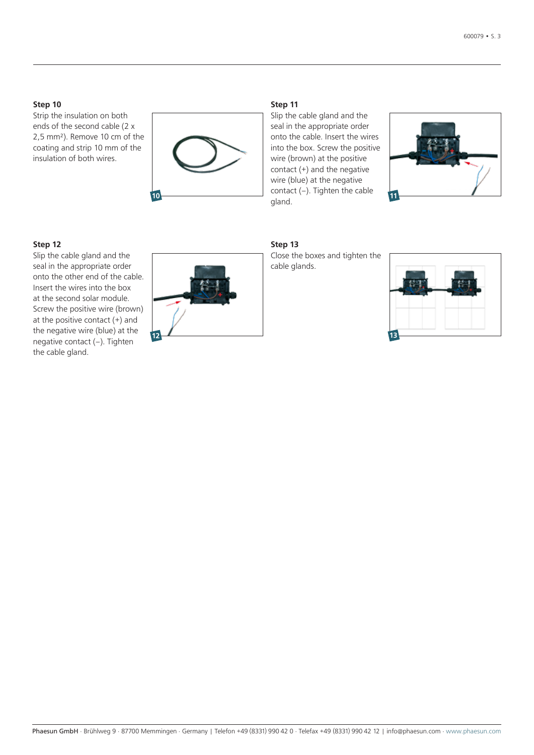### Step 10

Strip the insulation on both ends of the second cable (2 x 2,5 mm²). Remove 10 cm of the coating and strip 10 mm of the insulation of both wires.

10

### Step 11

Slip the cable gland and the seal in the appropriate order onto the cable. Insert the wires into the box. Screw the positive wire (brown) at the positive contact (+) and the negative wire (blue) at the negative contact (–). Tighten the cable gland.

11

### Step 12

Slip the cable gland and the seal in the appropriate order onto the other end of the cable. Insert the wires into the box at the second solar module. Screw the positive wire (brown) at the positive contact (+) and the negative wire (blue) at the negative contact (–). Tighten the cable gland.

12

### Step 13

Close the boxes and tighten the cable glands.

13

**Phaesun GmbH** · Brühlweg 9 · 87700 Memmingen · Germany | Telefon +49 (8331) 990 42 0 · Telefax +49 (8331) 990 42 12 | info@phaesun.com · www.phaesun.com